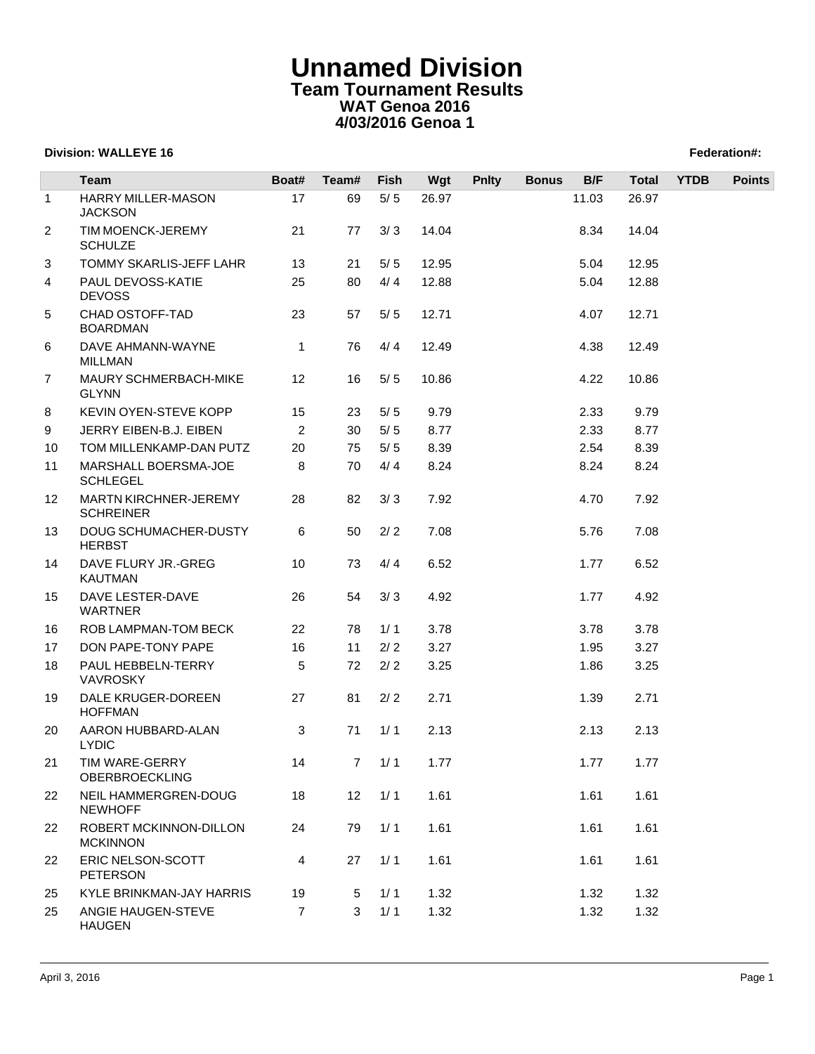# Unnamed Division

## Team Tournament Results

### WAT Genoa 2016

### 4/03/2016 Genoa 1

**Division: WALLEYE 16** **Federation#:**

| | Team | Boat# | Team# | Fish | Wgt | Pnlty | Bonus | B/F | Total | YTDB | Points |
|---|---|---|---|---|---|---|---|---|---|---|---|
| 1 | HARRY MILLER-MASON JACKSON | 17 | 69 | 5/ 5 | 26.97 | | | 11.03 | 26.97 | | |
| 2 | TIM MOENCK-JEREMY SCHULZE | 21 | 77 | 3/ 3 | 14.04 | | | 8.34 | 14.04 | | |
| 3 | TOMMY SKARLIS-JEFF LAHR | 13 | 21 | 5/ 5 | 12.95 | | | 5.04 | 12.95 | | |
| 4 | PAUL DEVOSS-KATIE DEVOSS | 25 | 80 | 4/ 4 | 12.88 | | | 5.04 | 12.88 | | |
| 5 | CHAD OSTOFF-TAD BOARDMAN | 23 | 57 | 5/ 5 | 12.71 | | | 4.07 | 12.71 | | |
| 6 | DAVE AHMANN-WAYNE MILLMAN | 1 | 76 | 4/ 4 | 12.49 | | | 4.38 | 12.49 | | |
| 7 | MAURY SCHMERBACH-MIKE GLYNN | 12 | 16 | 5/ 5 | 10.86 | | | 4.22 | 10.86 | | |
| 8 | KEVIN OYEN-STEVE KOPP | 15 | 23 | 5/ 5 | 9.79 | | | 2.33 | 9.79 | | |
| 9 | JERRY EIBEN-B.J. EIBEN | 2 | 30 | 5/ 5 | 8.77 | | | 2.33 | 8.77 | | |
| 10 | TOM MILLENKAMP-DAN PUTZ | 20 | 75 | 5/ 5 | 8.39 | | | 2.54 | 8.39 | | |
| 11 | MARSHALL BOERSMA-JOE SCHLEGEL | 8 | 70 | 4/ 4 | 8.24 | | | 8.24 | 8.24 | | |
| 12 | MARTN KIRCHNER-JEREMY SCHREINER | 28 | 82 | 3/ 3 | 7.92 | | | 4.70 | 7.92 | | |
| 13 | DOUG SCHUMACHER-DUSTY HERBST | 6 | 50 | 2/ 2 | 7.08 | | | 5.76 | 7.08 | | |
| 14 | DAVE FLURY JR.-GREG KAUTMAN | 10 | 73 | 4/ 4 | 6.52 | | | 1.77 | 6.52 | | |
| 15 | DAVE LESTER-DAVE WARTNER | 26 | 54 | 3/ 3 | 4.92 | | | 1.77 | 4.92 | | |
| 16 | ROB LAMPMAN-TOM BECK | 22 | 78 | 1/ 1 | 3.78 | | | 3.78 | 3.78 | | |
| 17 | DON PAPE-TONY PAPE | 16 | 11 | 2/ 2 | 3.27 | | | 1.95 | 3.27 | | |
| 18 | PAUL HEBBELN-TERRY VAVROSKY | 5 | 72 | 2/ 2 | 3.25 | | | 1.86 | 3.25 | | |
| 19 | DALE KRUGER-DOREEN HOFFMAN | 27 | 81 | 2/ 2 | 2.71 | | | 1.39 | 2.71 | | |
| 20 | AARON HUBBARD-ALAN LYDIC | 3 | 71 | 1/ 1 | 2.13 | | | 2.13 | 2.13 | | |
| 21 | TIM WARE-GERRY OBERBROECKLING | 14 | 7 | 1/ 1 | 1.77 | | | 1.77 | 1.77 | | |
| 22 | NEIL HAMMERGREN-DOUG NEWHOFF | 18 | 12 | 1/ 1 | 1.61 | | | 1.61 | 1.61 | | |
| 22 | ROBERT MCKINNON-DILLON MCKINNON | 24 | 79 | 1/ 1 | 1.61 | | | 1.61 | 1.61 | | |
| 22 | ERIC NELSON-SCOTT PETERSON | 4 | 27 | 1/ 1 | 1.61 | | | 1.61 | 1.61 | | |
| 25 | KYLE BRINKMAN-JAY HARRIS | 19 | 5 | 1/ 1 | 1.32 | | | 1.32 | 1.32 | | |
| 25 | ANGIE HAUGEN-STEVE HAUGEN | 7 | 3 | 1/ 1 | 1.32 | | | 1.32 | 1.32 | | |

April 3, 2016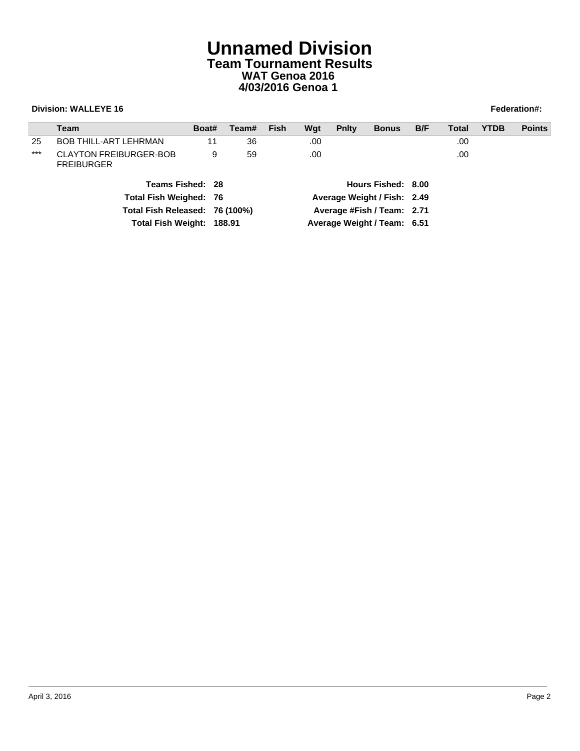# Unnamed Division

## Team Tournament Results

### WAT Genoa 2016

### 4/03/2016 Genoa 1

**Division: WALLEYE 16** **Federation#:**

| | Team | Boat# | Team# | Fish | Wgt | Pnlty | Bonus | B/F | Total | YTDB | Points |
|---|---|---|---|---|---|---|---|---|---|---|---|
| 25 | BOB THILL-ART LEHRMAN | 11 | 36 | | .00 | | | | .00 | | |
| *** | CLAYTON FREIBURGER-BOB FREIBURGER | 9 | 59 | | .00 | | | | .00 | | |

**Teams Fished: 28**

**Total Fish Weighed: 76**

**Total Fish Released: 76 (100%)**

**Total Fish Weight: 188.91**

**Hours Fished: 8.00**

**Average Weight / Fish: 2.49**

**Average #Fish / Team: 2.71**

**Average Weight / Team: 6.51**